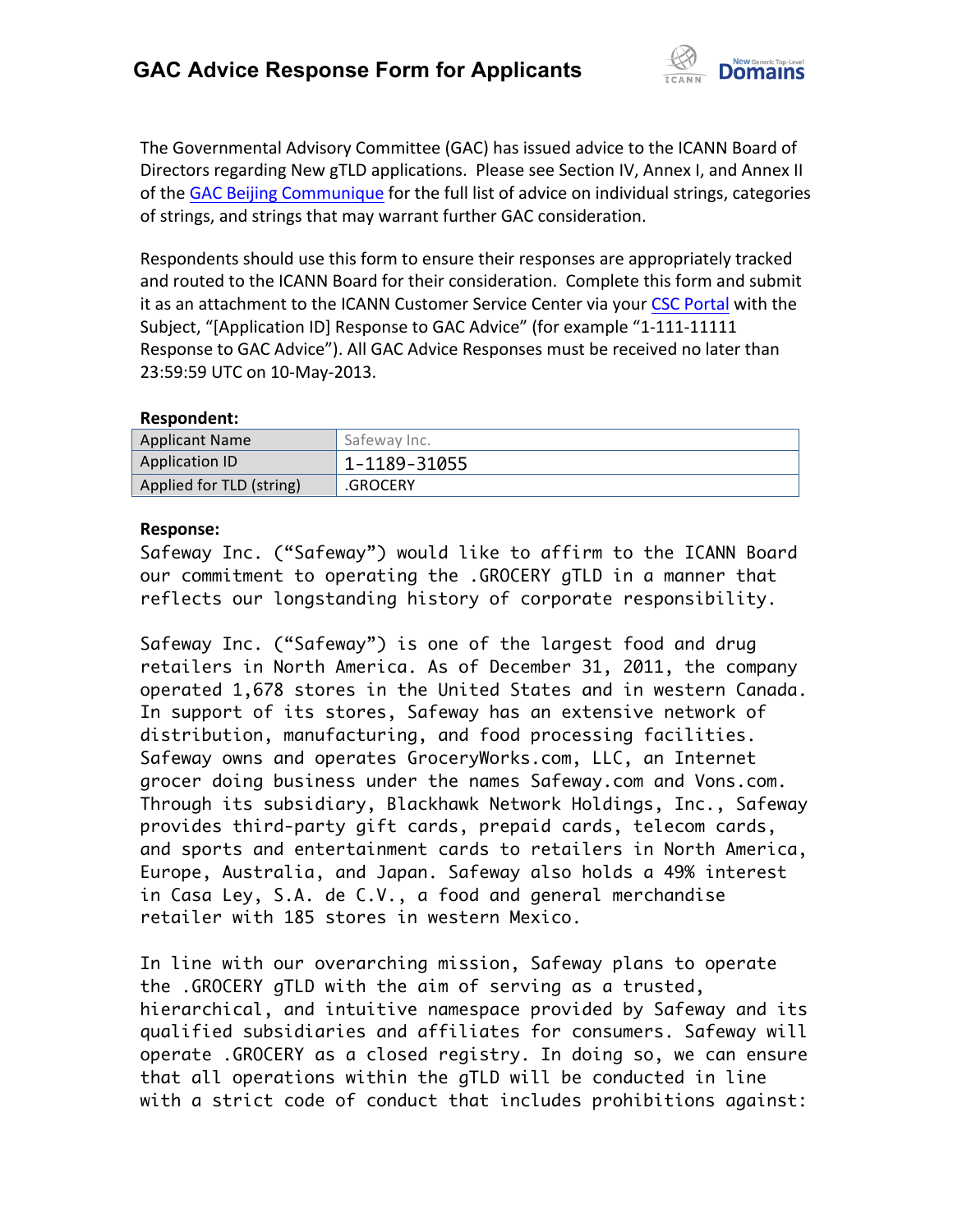# GAC Advice Response Form for Applicants

The Governmental Advisory Committee (GAC) has issued advice to the ICANN Board of Directors regarding New gTLD applications. Please see Section IV, Annex I, and Annex II of the GAC Beijing Communique for the full list of advice on individual strings, categories of strings, and strings that may warrant further GAC consideration.

Respondents should use this form to ensure their responses are appropriately tracked and routed to the ICANN Board for their consideration. Complete this form and submit it as an attachment to the ICANN Customer Service Center via your CSC Portal with the Subject, "[Application ID] Response to GAC Advice" (for example "1-111-11111 Response to GAC Advice"). All GAC Advice Responses must be received no later than 23:59:59 UTC on 10-May-2013.

**Respondent:**

| Applicant Name | Safeway Inc. |
|---|---|
| Application ID | 1-1189-31055 |
| Applied for TLD (string) | .GROCERY |

**Response:**

Safeway Inc. ("Safeway") would like to affirm to the ICANN Board our commitment to operating the .GROCERY gTLD in a manner that reflects our longstanding history of corporate responsibility.

Safeway Inc. ("Safeway") is one of the largest food and drug retailers in North America. As of December 31, 2011, the company operated 1,678 stores in the United States and in western Canada. In support of its stores, Safeway has an extensive network of distribution, manufacturing, and food processing facilities. Safeway owns and operates GroceryWorks.com, LLC, an Internet grocer doing business under the names Safeway.com and Vons.com. Through its subsidiary, Blackhawk Network Holdings, Inc., Safeway provides third-party gift cards, prepaid cards, telecom cards, and sports and entertainment cards to retailers in North America, Europe, Australia, and Japan. Safeway also holds a 49% interest in Casa Ley, S.A. de C.V., a food and general merchandise retailer with 185 stores in western Mexico.

In line with our overarching mission, Safeway plans to operate the .GROCERY gTLD with the aim of serving as a trusted, hierarchical, and intuitive namespace provided by Safeway and its qualified subsidiaries and affiliates for consumers. Safeway will operate .GROCERY as a closed registry. In doing so, we can ensure that all operations within the gTLD will be conducted in line with a strict code of conduct that includes prohibitions against: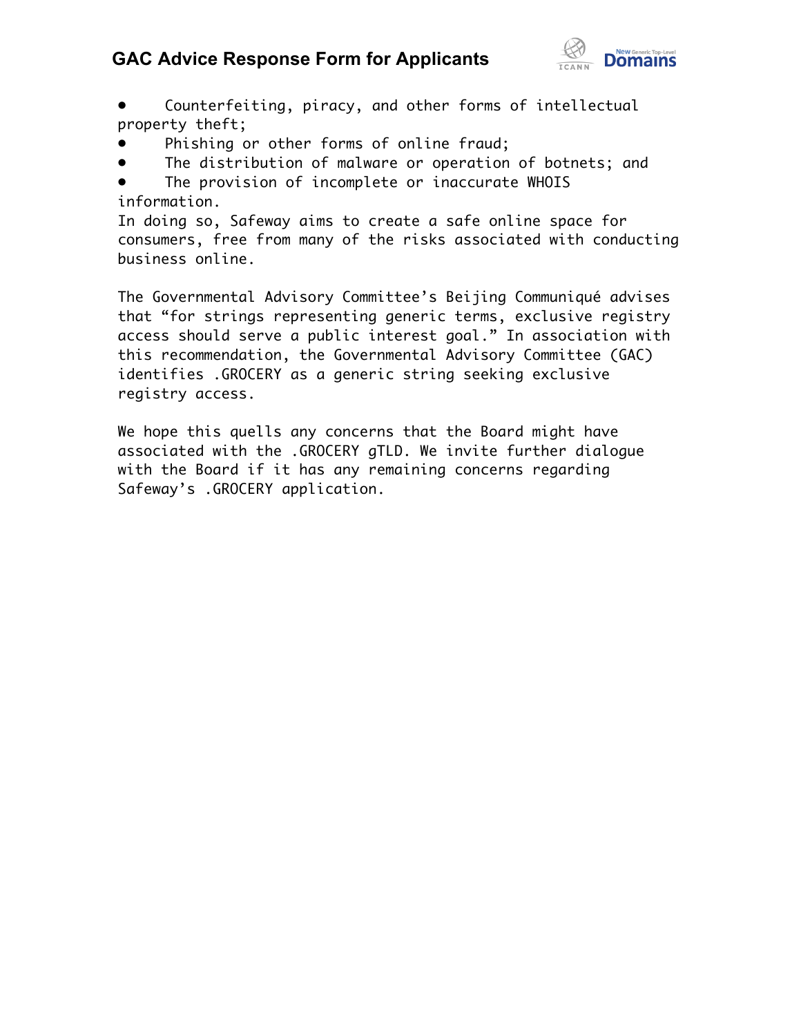- Counterfeiting, piracy, and other forms of intellectual property theft;
- Phishing or other forms of online fraud;
- The distribution of malware or operation of botnets; and
- The provision of incomplete or inaccurate WHOIS information.

In doing so, Safeway aims to create a safe online space for consumers, free from many of the risks associated with conducting business online.

The Governmental Advisory Committee's Beijing Communiqué advises that "for strings representing generic terms, exclusive registry access should serve a public interest goal." In association with this recommendation, the Governmental Advisory Committee (GAC) identifies .GROCERY as a generic string seeking exclusive registry access.

We hope this quells any concerns that the Board might have associated with the .GROCERY gTLD. We invite further dialogue with the Board if it has any remaining concerns regarding Safeway's .GROCERY application.